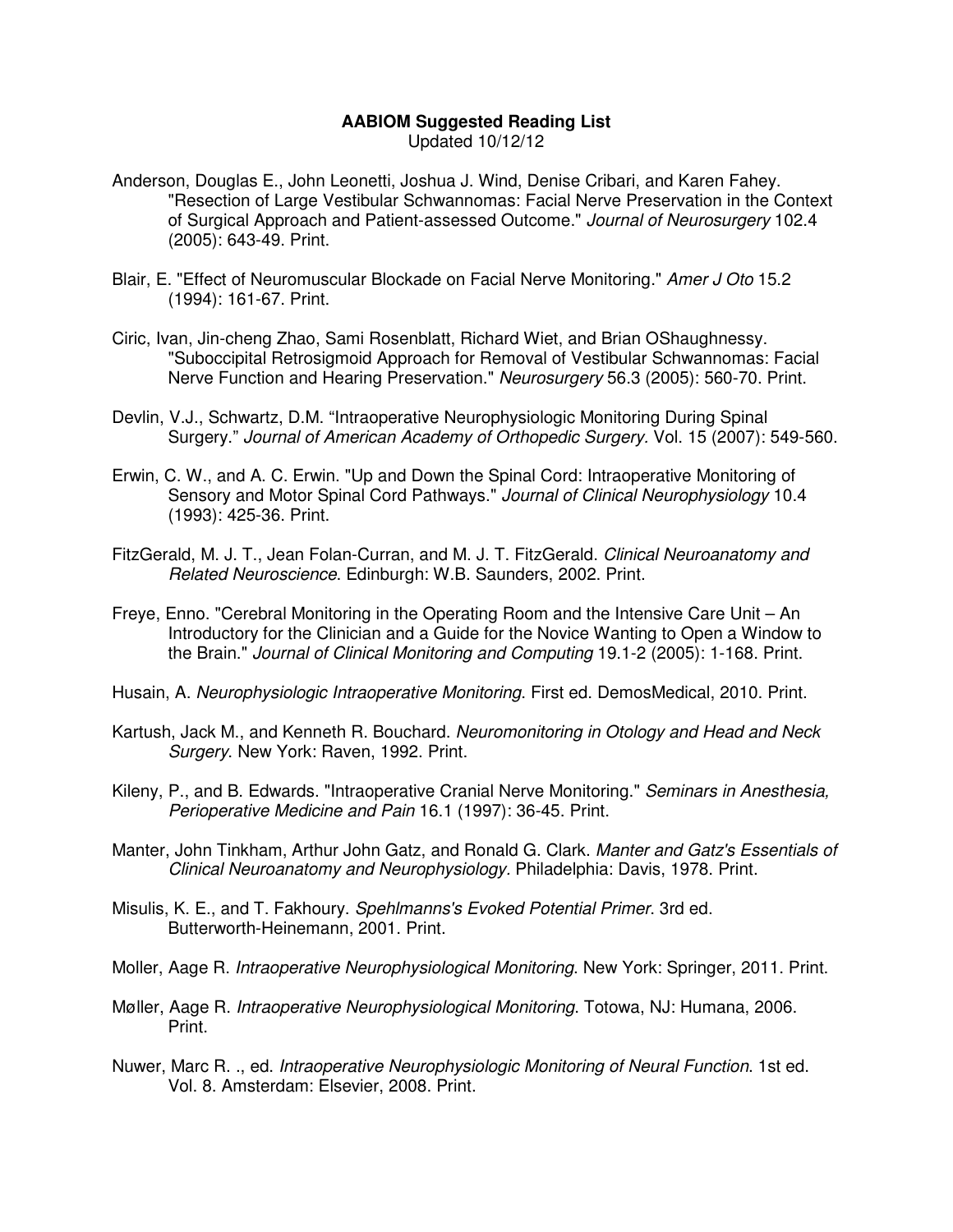**AABIOM Suggested Reading List**

Updated 10/12/12

Anderson, Douglas E., John Leonetti, Joshua J. Wind, Denise Cribari, and Karen Fahey. "Resection of Large Vestibular Schwannomas: Facial Nerve Preservation in the Context of Surgical Approach and Patient-assessed Outcome." *Journal of Neurosurgery* 102.4 (2005): 643-49. Print.

Blair, E. "Effect of Neuromuscular Blockade on Facial Nerve Monitoring." *Amer J Oto* 15.2 (1994): 161-67. Print.

Ciric, Ivan, Jin-cheng Zhao, Sami Rosenblatt, Richard Wiet, and Brian OShaughnessy. "Suboccipital Retrosigmoid Approach for Removal of Vestibular Schwannomas: Facial Nerve Function and Hearing Preservation." *Neurosurgery* 56.3 (2005): 560-70. Print.

Devlin, V.J., Schwartz, D.M. "Intraoperative Neurophysiologic Monitoring During Spinal Surgery." *Journal of American Academy of Orthopedic Surgery.* Vol. 15 (2007): 549-560.

Erwin, C. W., and A. C. Erwin. "Up and Down the Spinal Cord: Intraoperative Monitoring of Sensory and Motor Spinal Cord Pathways." *Journal of Clinical Neurophysiology* 10.4 (1993): 425-36. Print.

FitzGerald, M. J. T., Jean Folan-Curran, and M. J. T. FitzGerald. *Clinical Neuroanatomy and Related Neuroscience*. Edinburgh: W.B. Saunders, 2002. Print.

Freye, Enno. "Cerebral Monitoring in the Operating Room and the Intensive Care Unit – An Introductory for the Clinician and a Guide for the Novice Wanting to Open a Window to the Brain." *Journal of Clinical Monitoring and Computing* 19.1-2 (2005): 1-168. Print.

Husain, A. *Neurophysiologic Intraoperative Monitoring*. First ed. DemosMedical, 2010. Print.

Kartush, Jack M., and Kenneth R. Bouchard. *Neuromonitoring in Otology and Head and Neck Surgery*. New York: Raven, 1992. Print.

Kileny, P., and B. Edwards. "Intraoperative Cranial Nerve Monitoring." *Seminars in Anesthesia, Perioperative Medicine and Pain* 16.1 (1997): 36-45. Print.

Manter, John Tinkham, Arthur John Gatz, and Ronald G. Clark. *Manter and Gatz's Essentials of Clinical Neuroanatomy and Neurophysiology.* Philadelphia: Davis, 1978. Print.

Misulis, K. E., and T. Fakhoury. *Spehlmanns's Evoked Potential Primer*. 3rd ed. Butterworth-Heinemann, 2001. Print.

Moller, Aage R. *Intraoperative Neurophysiological Monitoring*. New York: Springer, 2011. Print.

Møller, Aage R. *Intraoperative Neurophysiological Monitoring*. Totowa, NJ: Humana, 2006. Print.

Nuwer, Marc R. ., ed. *Intraoperative Neurophysiologic Monitoring of Neural Function*. 1st ed. Vol. 8. Amsterdam: Elsevier, 2008. Print.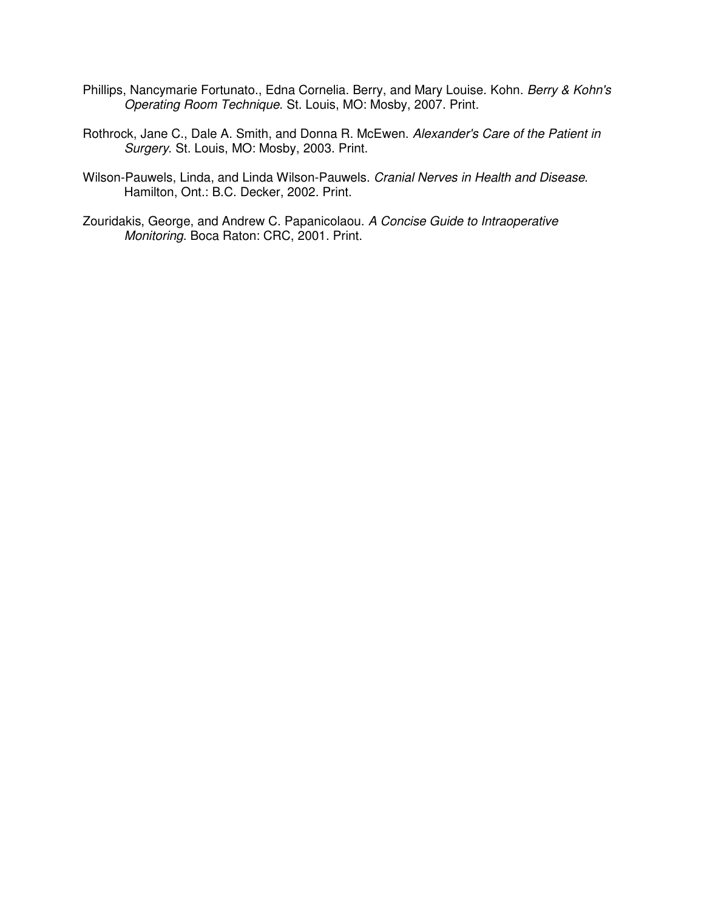Phillips, Nancymarie Fortunato., Edna Cornelia. Berry, and Mary Louise. Kohn. *Berry & Kohn's Operating Room Technique*. St. Louis, MO: Mosby, 2007. Print.

Rothrock, Jane C., Dale A. Smith, and Donna R. McEwen. *Alexander's Care of the Patient in Surgery*. St. Louis, MO: Mosby, 2003. Print.

Wilson-Pauwels, Linda, and Linda Wilson-Pauwels. *Cranial Nerves in Health and Disease*. Hamilton, Ont.: B.C. Decker, 2002. Print.

Zouridakis, George, and Andrew C. Papanicolaou. *A Concise Guide to Intraoperative Monitoring*. Boca Raton: CRC, 2001. Print.